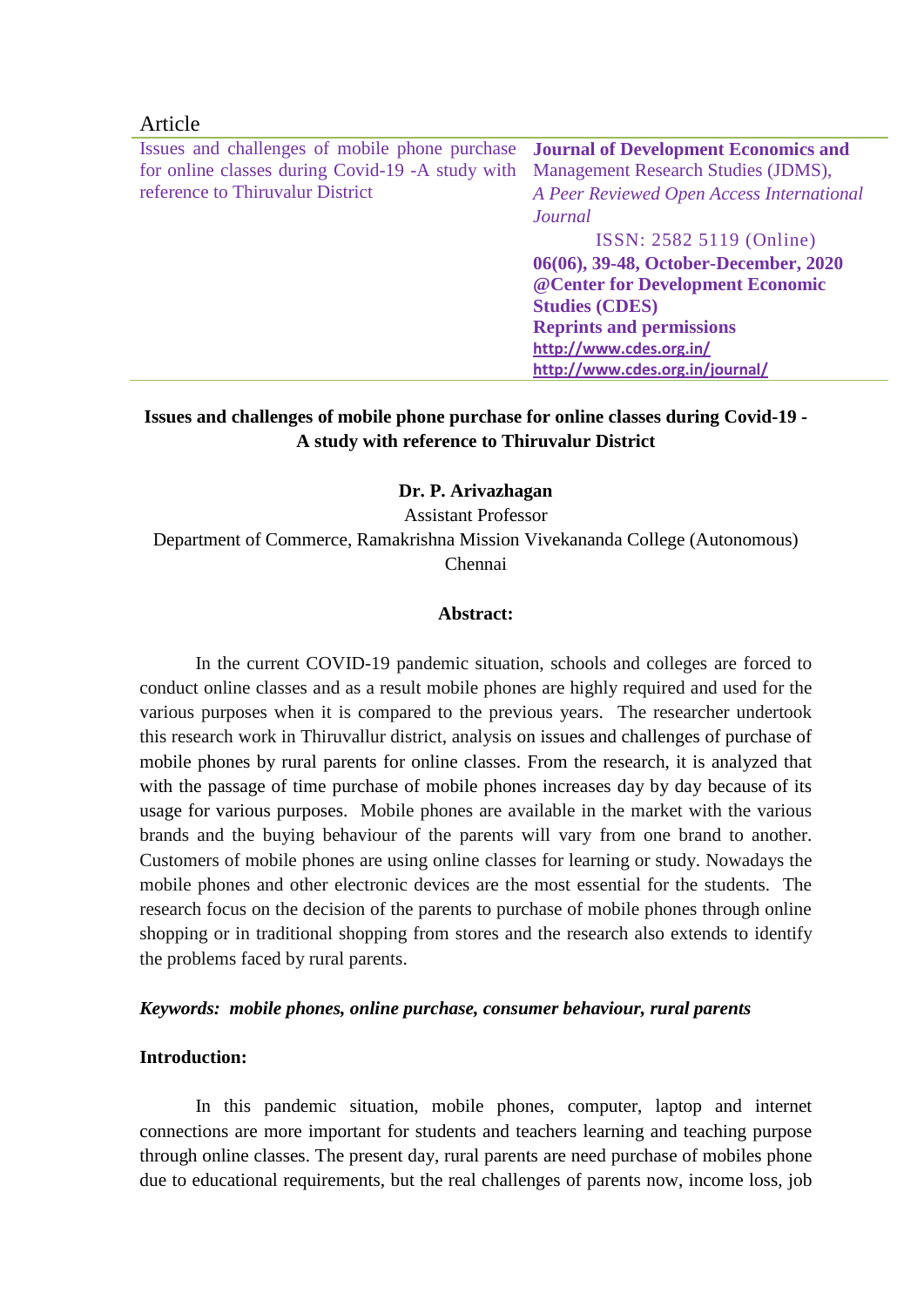Article

Issues and challenges of mobile phone purchase for online classes during Covid-19 -A study with reference to Thiruvalur District

**Journal of Development Economics and** Management Research Studies (JDMS),
*A Peer Reviewed Open Access International Journal*
ISSN: 2582 5119 (Online)
**06(06), 39-48, October-December, 2020**
**@Center for Development Economic Studies (CDES)**
**Reprints and permissions**
**http://www.cdes.org.in/**
**http://www.cdes.org.in/journal/**

# Issues and challenges of mobile phone purchase for online classes during Covid-19 - A study with reference to Thiruvalur District

**Dr. P. Arivazhagan**
Assistant Professor
Department of Commerce, Ramakrishna Mission Vivekananda College (Autonomous)
Chennai

## Abstract:

In the current COVID-19 pandemic situation, schools and colleges are forced to conduct online classes and as a result mobile phones are highly required and used for the various purposes when it is compared to the previous years. The researcher undertook this research work in Thiruvallur district, analysis on issues and challenges of purchase of mobile phones by rural parents for online classes. From the research, it is analyzed that with the passage of time purchase of mobile phones increases day by day because of its usage for various purposes. Mobile phones are available in the market with the various brands and the buying behaviour of the parents will vary from one brand to another. Customers of mobile phones are using online classes for learning or study. Nowadays the mobile phones and other electronic devices are the most essential for the students. The research focus on the decision of the parents to purchase of mobile phones through online shopping or in traditional shopping from stores and the research also extends to identify the problems faced by rural parents.

***Keywords: mobile phones, online purchase, consumer behaviour, rural parents***

## Introduction:

In this pandemic situation, mobile phones, computer, laptop and internet connections are more important for students and teachers learning and teaching purpose through online classes. The present day, rural parents are need purchase of mobiles phone due to educational requirements, but the real challenges of parents now, income loss, job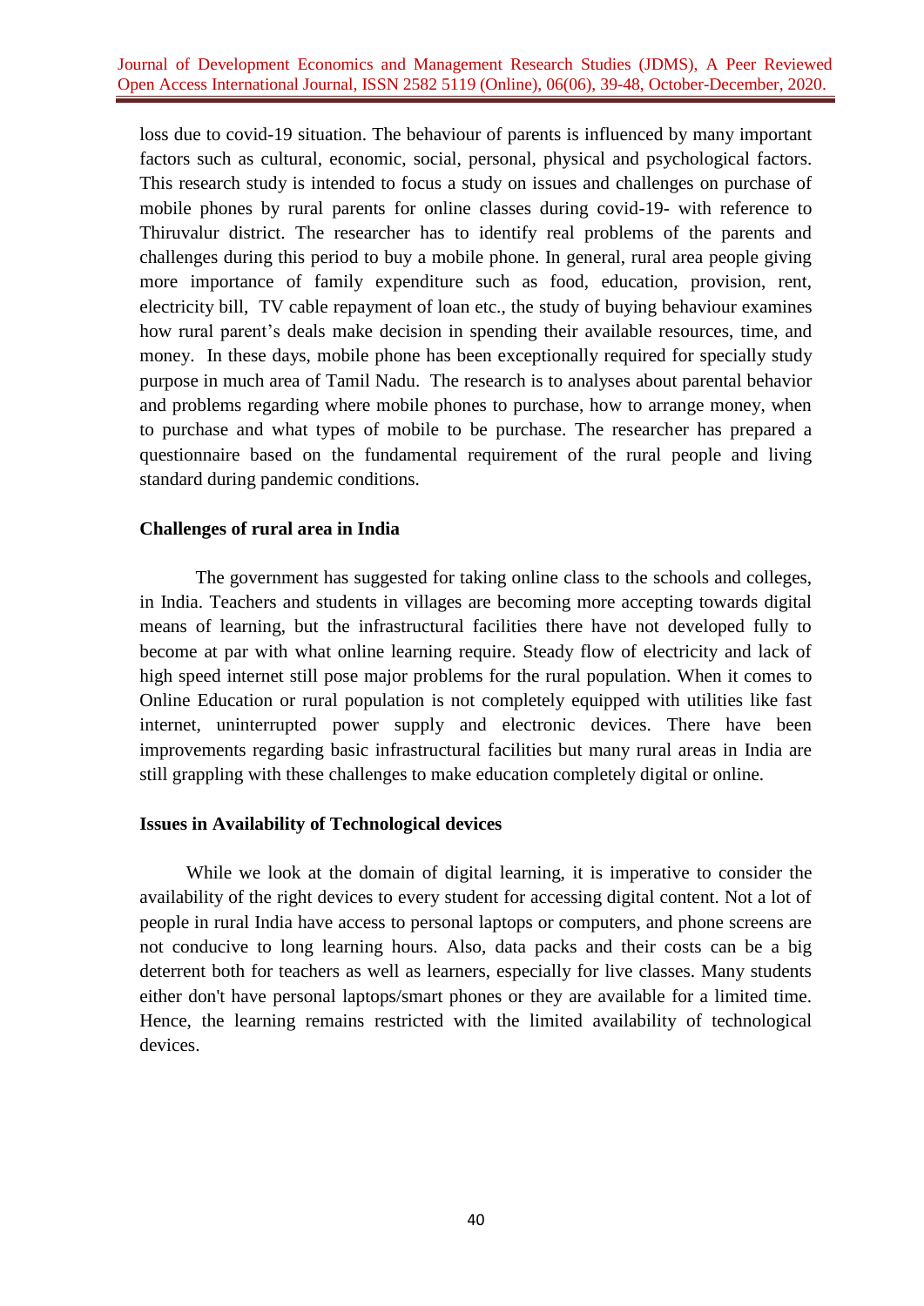loss due to covid-19 situation. The behaviour of parents is influenced by many important factors such as cultural, economic, social, personal, physical and psychological factors. This research study is intended to focus a study on issues and challenges on purchase of mobile phones by rural parents for online classes during covid-19- with reference to Thiruvalur district. The researcher has to identify real problems of the parents and challenges during this period to buy a mobile phone. In general, rural area people giving more importance of family expenditure such as food, education, provision, rent, electricity bill, TV cable repayment of loan etc., the study of buying behaviour examines how rural parent's deals make decision in spending their available resources, time, and money. In these days, mobile phone has been exceptionally required for specially study purpose in much area of Tamil Nadu. The research is to analyses about parental behavior and problems regarding where mobile phones to purchase, how to arrange money, when to purchase and what types of mobile to be purchase. The researcher has prepared a questionnaire based on the fundamental requirement of the rural people and living standard during pandemic conditions.

**Challenges of rural area in India**

The government has suggested for taking online class to the schools and colleges, in India. Teachers and students in villages are becoming more accepting towards digital means of learning, but the infrastructural facilities there have not developed fully to become at par with what online learning require. Steady flow of electricity and lack of high speed internet still pose major problems for the rural population. When it comes to Online Education or rural population is not completely equipped with utilities like fast internet, uninterrupted power supply and electronic devices. There have been improvements regarding basic infrastructural facilities but many rural areas in India are still grappling with these challenges to make education completely digital or online.

**Issues in Availability of Technological devices**

While we look at the domain of digital learning, it is imperative to consider the availability of the right devices to every student for accessing digital content. Not a lot of people in rural India have access to personal laptops or computers, and phone screens are not conducive to long learning hours. Also, data packs and their costs can be a big deterrent both for teachers as well as learners, especially for live classes. Many students either don't have personal laptops/smart phones or they are available for a limited time. Hence, the learning remains restricted with the limited availability of technological devices.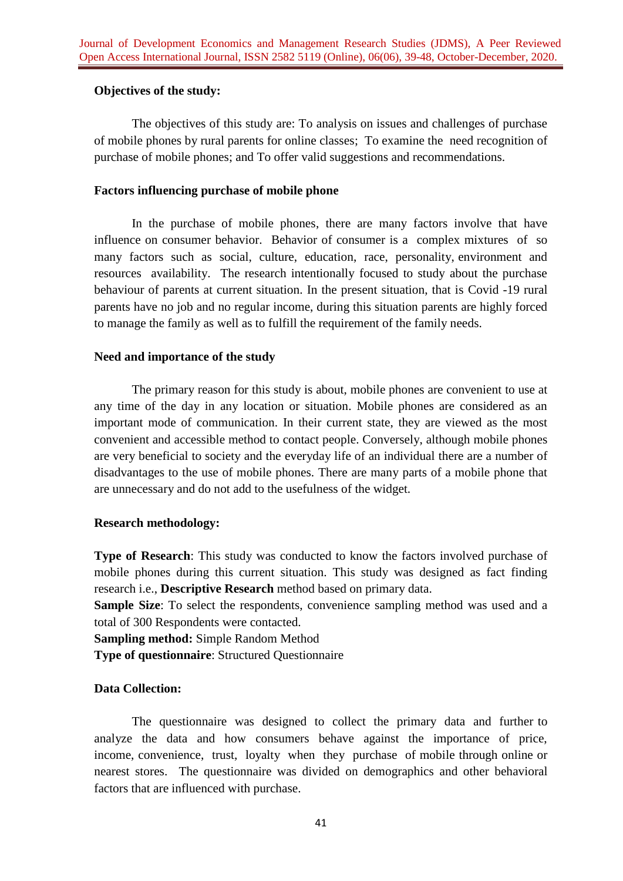**Objectives of the study:**

The objectives of this study are: To analysis on issues and challenges of purchase of mobile phones by rural parents for online classes; To examine the need recognition of purchase of mobile phones; and To offer valid suggestions and recommendations.

**Factors influencing purchase of mobile phone**

In the purchase of mobile phones, there are many factors involve that have influence on consumer behavior. Behavior of consumer is a complex mixtures of so many factors such as social, culture, education, race, personality, environment and resources availability. The research intentionally focused to study about the purchase behaviour of parents at current situation. In the present situation, that is Covid -19 rural parents have no job and no regular income, during this situation parents are highly forced to manage the family as well as to fulfill the requirement of the family needs.

**Need and importance of the study**

The primary reason for this study is about, mobile phones are convenient to use at any time of the day in any location or situation. Mobile phones are considered as an important mode of communication. In their current state, they are viewed as the most convenient and accessible method to contact people. Conversely, although mobile phones are very beneficial to society and the everyday life of an individual there are a number of disadvantages to the use of mobile phones. There are many parts of a mobile phone that are unnecessary and do not add to the usefulness of the widget.

**Research methodology:**

**Type of Research**: This study was conducted to know the factors involved purchase of mobile phones during this current situation. This study was designed as fact finding research i.e., **Descriptive Research** method based on primary data.

**Sample Size**: To select the respondents, convenience sampling method was used and a total of 300 Respondents were contacted.

**Sampling method:** Simple Random Method

**Type of questionnaire**: Structured Questionnaire

**Data Collection:**

The questionnaire was designed to collect the primary data and further to analyze the data and how consumers behave against the importance of price, income, convenience, trust, loyalty when they purchase of mobile through online or nearest stores. The questionnaire was divided on demographics and other behavioral factors that are influenced with purchase.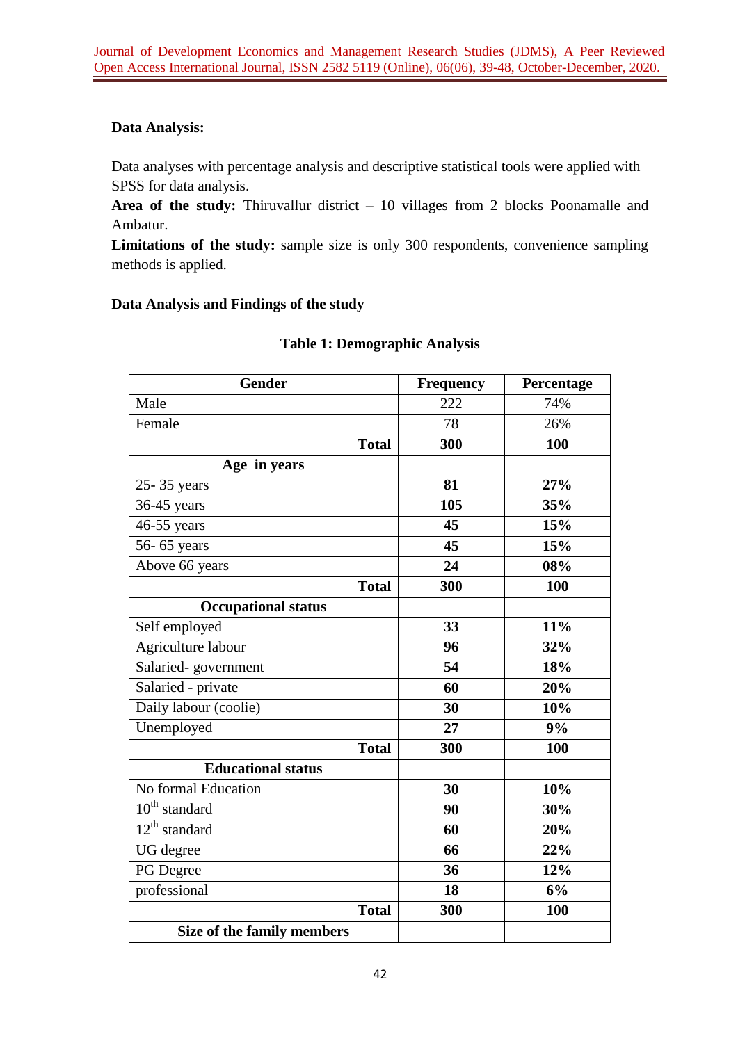**Data Analysis:**

Data analyses with percentage analysis and descriptive statistical tools were applied with SPSS for data analysis.

**Area of the study:** Thiruvallur district – 10 villages from 2 blocks Poonamalle and Ambatur.

**Limitations of the study:** sample size is only 300 respondents, convenience sampling methods is applied.

**Data Analysis and Findings of the study**

**Table 1: Demographic Analysis**

| Gender | Frequency | Percentage |
|---|---|---|
| Male | 222 | 74% |
| Female | 78 | 26% |
| **Total** | **300** | **100** |
| **Age in years** | | |
| 25- 35 years | **81** | **27%** |
| 36-45 years | **105** | **35%** |
| 46-55 years | **45** | **15%** |
| 56- 65 years | **45** | **15%** |
| Above 66 years | **24** | **08%** |
| **Total** | **300** | **100** |
| **Occupational status** | | |
| Self employed | **33** | **11%** |
| Agriculture labour | **96** | **32%** |
| Salaried- government | **54** | **18%** |
| Salaried - private | **60** | **20%** |
| Daily labour (coolie) | **30** | **10%** |
| Unemployed | **27** | **9%** |
| **Total** | **300** | **100** |
| **Educational status** | | |
| No formal Education | **30** | **10%** |
| 10th standard | **90** | **30%** |
| 12th standard | **60** | **20%** |
| UG degree | **66** | **22%** |
| PG Degree | **36** | **12%** |
| professional | **18** | **6%** |
| **Total** | **300** | **100** |
| **Size of the family members** | | |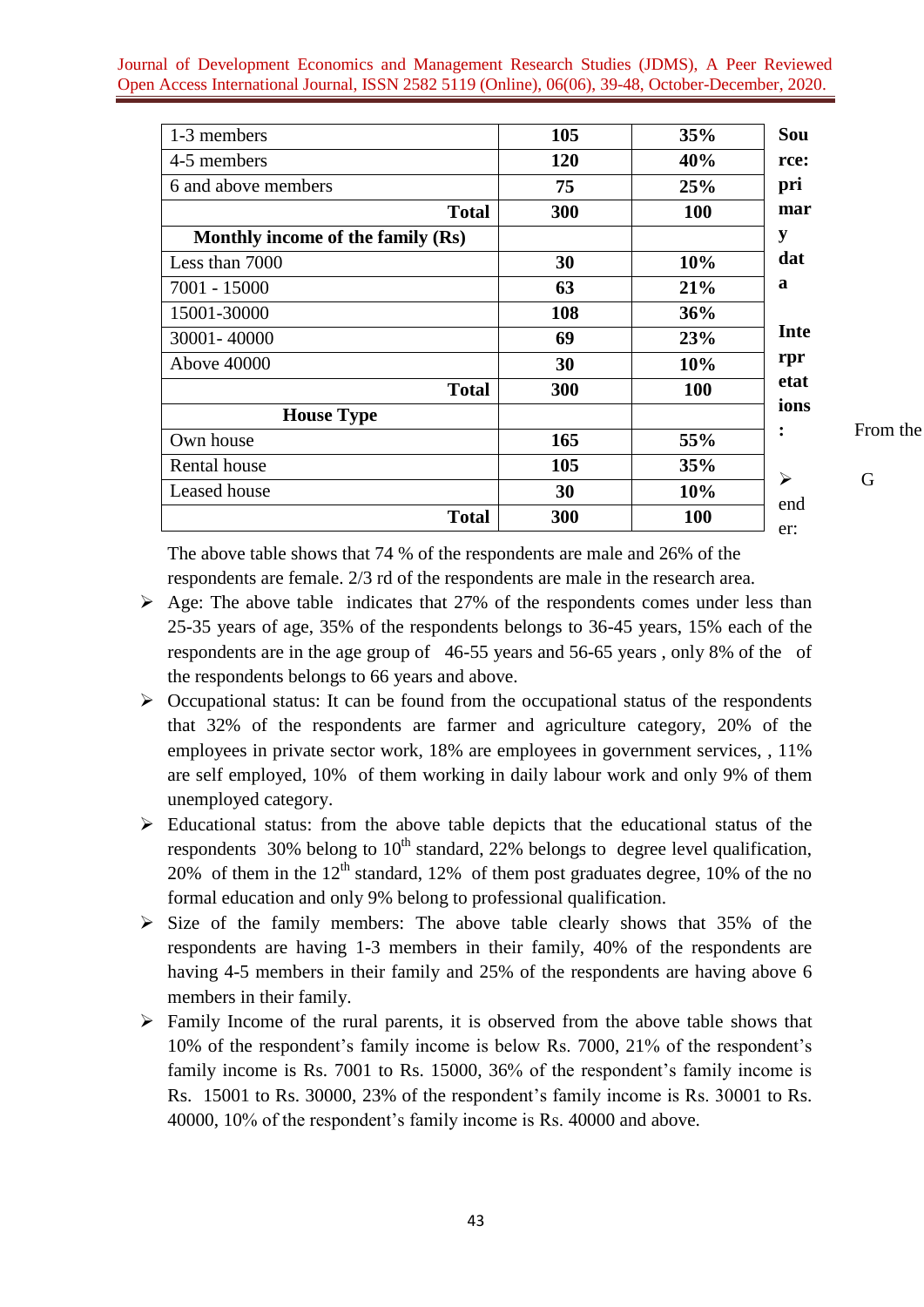| 1-3 members | 105 | 35% |
|---|---|---|
| 4-5 members | 120 | 40% |
| 6 and above members | 75 | 25% |
| **Total** | **300** | **100** |
| **Monthly income of the family (Rs)** | | |
| Less than 7000 | 30 | 10% |
| 7001 - 15000 | 63 | 21% |
| 15001-30000 | 108 | 36% |
| 30001- 40000 | 69 | 23% |
| Above 40000 | 30 | 10% |
| **Total** | **300** | **100** |
| **House Type** | | |
| Own house | 165 | 55% |
| Rental house | 105 | 35% |
| Leased house | 30 | 10% |
| **Total** | **300** | **100** |

**Source: primary data**

**Interpretations:**

- Gender: From the above table shows that 74 % of the respondents are male and 26% of the respondents are female. 2/3 rd of the respondents are male in the research area.
- Age: The above table indicates that 27% of the respondents comes under less than 25-35 years of age, 35% of the respondents belongs to 36-45 years, 15% each of the respondents are in the age group of 46-55 years and 56-65 years , only 8% of the of the respondents belongs to 66 years and above.
- Occupational status: It can be found from the occupational status of the respondents that 32% of the respondents are farmer and agriculture category, 20% of the employees in private sector work, 18% are employees in government services, , 11% are self employed, 10% of them working in daily labour work and only 9% of them unemployed category.
- Educational status: from the above table depicts that the educational status of the respondents 30% belong to 10th standard, 22% belongs to degree level qualification, 20% of them in the 12th standard, 12% of them post graduates degree, 10% of the no formal education and only 9% belong to professional qualification.
- Size of the family members: The above table clearly shows that 35% of the respondents are having 1-3 members in their family, 40% of the respondents are having 4-5 members in their family and 25% of the respondents are having above 6 members in their family.
- Family Income of the rural parents, it is observed from the above table shows that 10% of the respondent's family income is below Rs. 7000, 21% of the respondent's family income is Rs. 7001 to Rs. 15000, 36% of the respondent's family income is Rs. 15001 to Rs. 30000, 23% of the respondent's family income is Rs. 30001 to Rs. 40000, 10% of the respondent's family income is Rs. 40000 and above.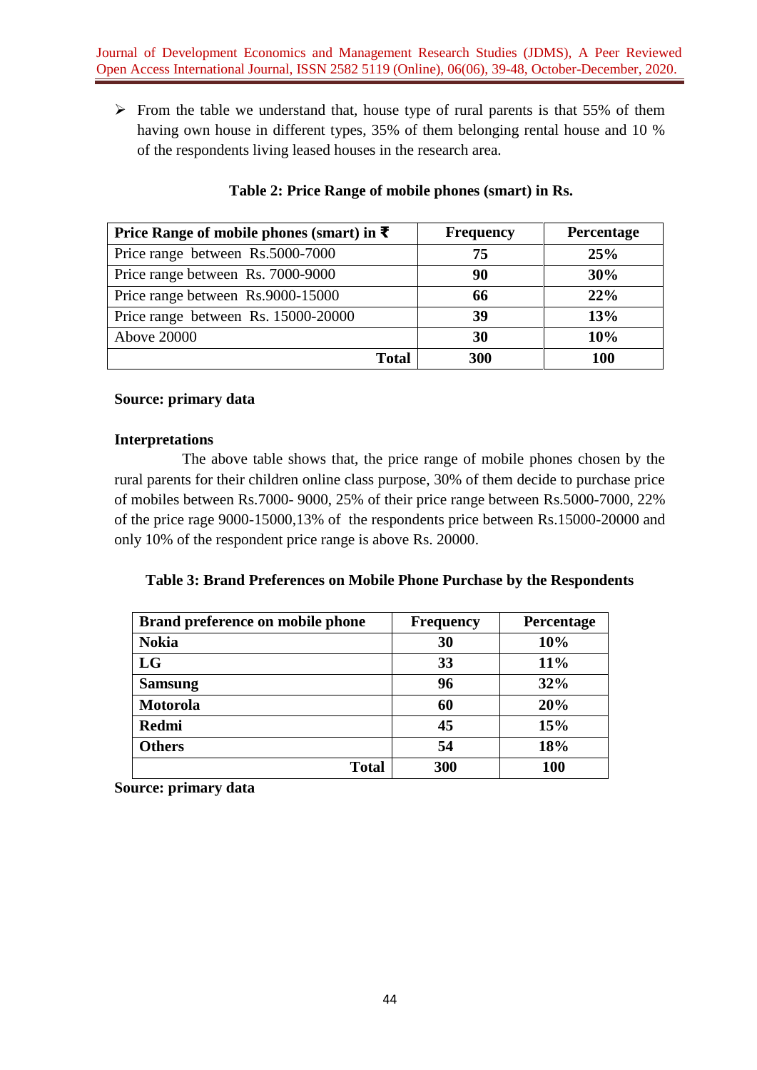- From the table we understand that, house type of rural parents is that 55% of them having own house in different types, 35% of them belonging rental house and 10 % of the respondents living leased houses in the research area.

**Table 2: Price Range of mobile phones (smart) in Rs.**

| Price Range of mobile phones (smart) in ₹ | Frequency | Percentage |
|---|---|---|
| Price range between Rs.5000-7000 | **75** | **25%** |
| Price range between Rs. 7000-9000 | **90** | **30%** |
| Price range between Rs.9000-15000 | **66** | **22%** |
| Price range between Rs. 15000-20000 | **39** | **13%** |
| Above 20000 | **30** | **10%** |
| **Total** | **300** | **100** |

**Source: primary data**

**Interpretations**

The above table shows that, the price range of mobile phones chosen by the rural parents for their children online class purpose, 30% of them decide to purchase price of mobiles between Rs.7000- 9000, 25% of their price range between Rs.5000-7000, 22% of the price rage 9000-15000,13% of the respondents price between Rs.15000-20000 and only 10% of the respondent price range is above Rs. 20000.

**Table 3: Brand Preferences on Mobile Phone Purchase by the Respondents**

| Brand preference on mobile phone | Frequency | Percentage |
|---|---|---|
| **Nokia** | **30** | **10%** |
| **LG** | **33** | **11%** |
| **Samsung** | **96** | **32%** |
| **Motorola** | **60** | **20%** |
| **Redmi** | **45** | **15%** |
| **Others** | **54** | **18%** |
| **Total** | **300** | **100** |

**Source: primary data**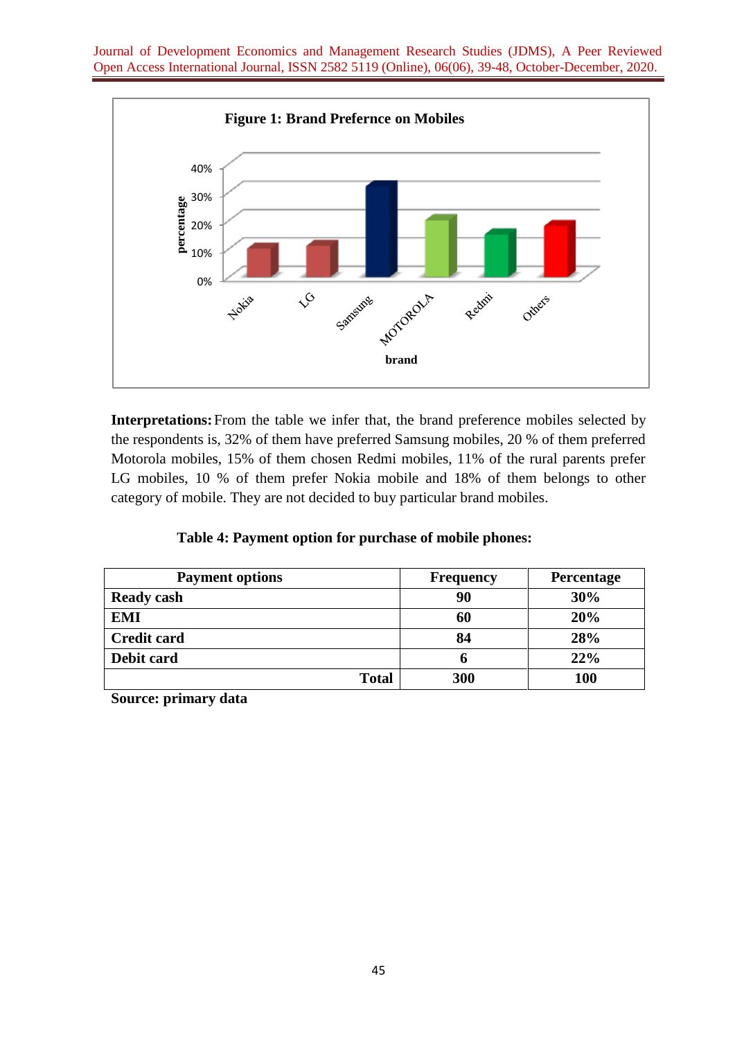**Figure 1: Brand Prefernce on Mobiles**

**Interpretations:** From the table we infer that, the brand preference mobiles selected by the respondents is, 32% of them have preferred Samsung mobiles, 20 % of them preferred Motorola mobiles, 15% of them chosen Redmi mobiles, 11% of the rural parents prefer LG mobiles, 10 % of them prefer Nokia mobile and 18% of them belongs to other category of mobile. They are not decided to buy particular brand mobiles.

**Table 4: Payment option for purchase of mobile phones:**

| Payment options | Frequency | Percentage |
|---|---|---|
| **Ready cash** | **90** | **30%** |
| **EMI** | **60** | **20%** |
| **Credit card** | **84** | **28%** |
| **Debit card** | **6** | **22%** |
| **Total** | **300** | **100** |

**Source: primary data**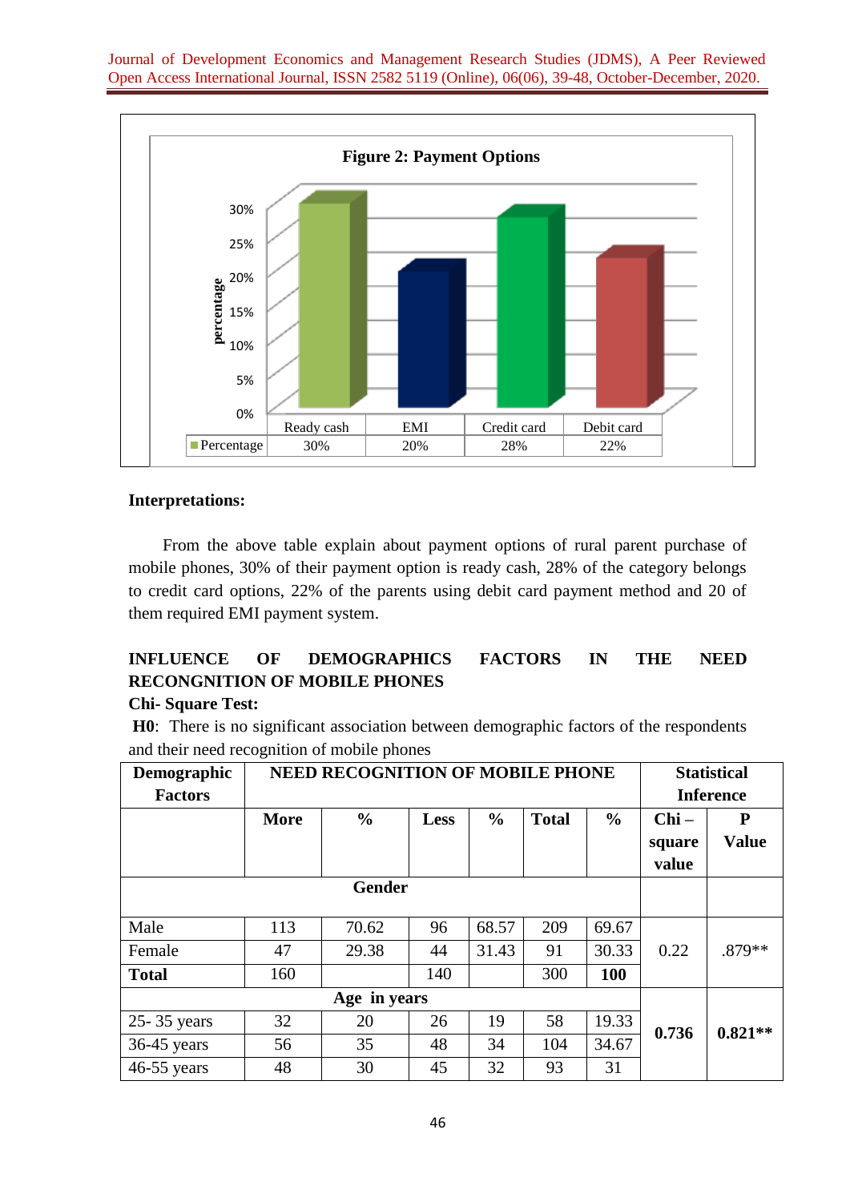**Figure 2: Payment Options**

| | Ready cash | EMI | Credit card | Debit card |
|---|---|---|---|---|
| Percentage | 30% | 20% | 28% | 22% |

**Interpretations:**

From the above table explain about payment options of rural parent purchase of mobile phones, 30% of their payment option is ready cash, 28% of the category belongs to credit card options, 22% of the parents using debit card payment method and 20 of them required EMI payment system.

## INFLUENCE OF DEMOGRAPHICS FACTORS IN THE NEED RECONGNITION OF MOBILE PHONES

**Chi- Square Test:**

**H0**: There is no significant association between demographic factors of the respondents and their need recognition of mobile phones

| Demographic Factors | NEED RECOGNITION OF MOBILE PHONE | | | | | | Statistical Inference | |
|---|---|---|---|---|---|---|---|---|
| | **More** | **%** | **Less** | **%** | **Total** | **%** | **Chi – square value** | **P Value** |
| **Gender** | | | | | | | | |
| Male | 113 | 70.62 | 96 | 68.57 | 209 | 69.67 | 0.22 | .879** |
| Female | 47 | 29.38 | 44 | 31.43 | 91 | 30.33 | | |
| **Total** | 160 | | 140 | | 300 | **100** | | |
| **Age in years** | | | | | | | | |
| 25- 35 years | 32 | 20 | 26 | 19 | 58 | 19.33 | **0.736** | **0.821**** |
| 36-45 years | 56 | 35 | 48 | 34 | 104 | 34.67 | | |
| 46-55 years | 48 | 30 | 45 | 32 | 93 | 31 | | |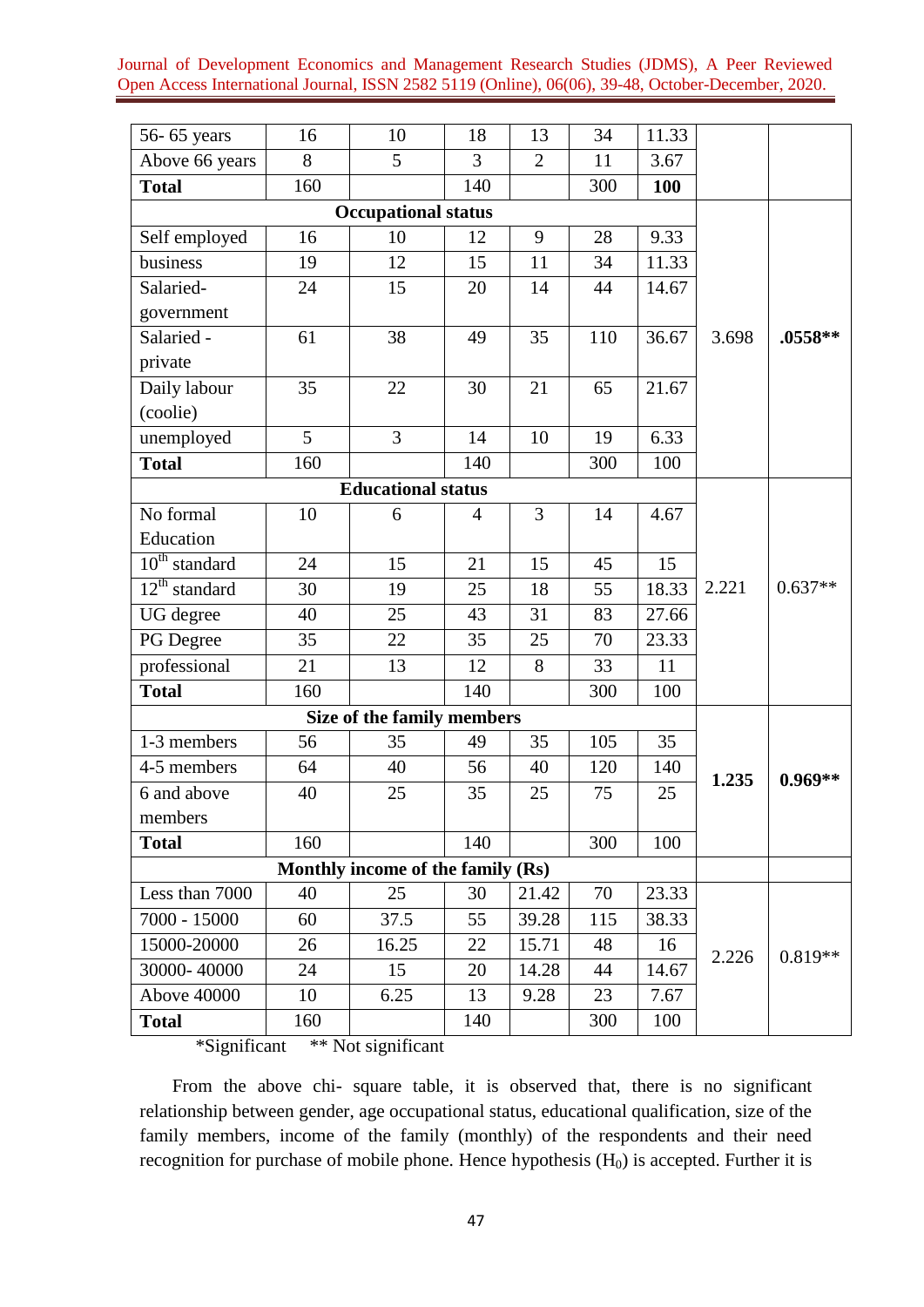| | | | | | | | | |
|---|---|---|---|---|---|---|---|---|
| 56- 65 years | 16 | 10 | 18 | 13 | 34 | 11.33 | | |
| Above 66 years | 8 | 5 | 3 | 2 | 11 | 3.67 | | |
| **Total** | 160 | | 140 | | 300 | **100** | | |
| **Occupational status** | | | | | | | | |
| Self employed | 16 | 10 | 12 | 9 | 28 | 9.33 | 3.698 | **.0558**** |
| business | 19 | 12 | 15 | 11 | 34 | 11.33 | | |
| Salaried-government | 24 | 15 | 20 | 14 | 44 | 14.67 | | |
| Salaried - private | 61 | 38 | 49 | 35 | 110 | 36.67 | | |
| Daily labour (coolie) | 35 | 22 | 30 | 21 | 65 | 21.67 | | |
| unemployed | 5 | 3 | 14 | 10 | 19 | 6.33 | | |
| **Total** | 160 | | 140 | | 300 | 100 | | |
| **Educational status** | | | | | | | | |
| No formal Education | 10 | 6 | 4 | 3 | 14 | 4.67 | 2.221 | 0.637** |
| 10th standard | 24 | 15 | 21 | 15 | 45 | 15 | | |
| 12th standard | 30 | 19 | 25 | 18 | 55 | 18.33 | | |
| UG degree | 40 | 25 | 43 | 31 | 83 | 27.66 | | |
| PG Degree | 35 | 22 | 35 | 25 | 70 | 23.33 | | |
| professional | 21 | 13 | 12 | 8 | 33 | 11 | | |
| **Total** | 160 | | 140 | | 300 | 100 | | |
| **Size of the family members** | | | | | | | | |
| 1-3 members | 56 | 35 | 49 | 35 | 105 | 35 | **1.235** | **0.969**** |
| 4-5 members | 64 | 40 | 56 | 40 | 120 | 140 | | |
| 6 and above members | 40 | 25 | 35 | 25 | 75 | 25 | | |
| **Total** | 160 | | 140 | | 300 | 100 | | |
| **Monthly income of the family (Rs)** | | | | | | | | |
| Less than 7000 | 40 | 25 | 30 | 21.42 | 70 | 23.33 | 2.226 | 0.819** |
| 7000 - 15000 | 60 | 37.5 | 55 | 39.28 | 115 | 38.33 | | |
| 15000-20000 | 26 | 16.25 | 22 | 15.71 | 48 | 16 | | |
| 30000- 40000 | 24 | 15 | 20 | 14.28 | 44 | 14.67 | | |
| Above 40000 | 10 | 6.25 | 13 | 9.28 | 23 | 7.67 | | |
| **Total** | 160 | | 140 | | 300 | 100 | | |

*Significant ** Not significant

From the above chi- square table, it is observed that, there is no significant relationship between gender, age occupational status, educational qualification, size of the family members, income of the family (monthly) of the respondents and their need recognition for purchase of mobile phone. Hence hypothesis ($H_0$) is accepted. Further it is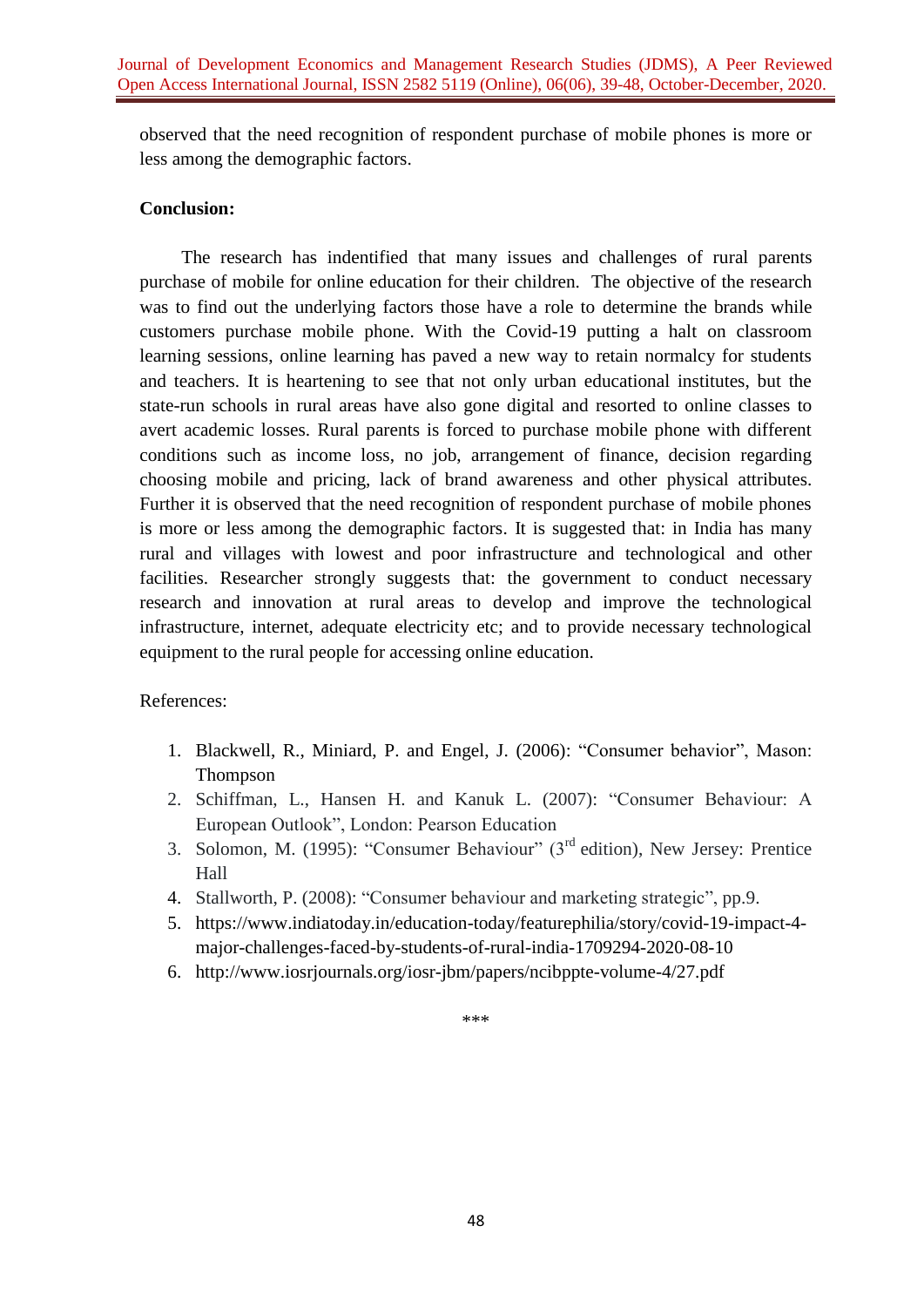observed that the need recognition of respondent purchase of mobile phones is more or less among the demographic factors.

**Conclusion:**

The research has indentified that many issues and challenges of rural parents purchase of mobile for online education for their children. The objective of the research was to find out the underlying factors those have a role to determine the brands while customers purchase mobile phone. With the Covid-19 putting a halt on classroom learning sessions, online learning has paved a new way to retain normalcy for students and teachers. It is heartening to see that not only urban educational institutes, but the state-run schools in rural areas have also gone digital and resorted to online classes to avert academic losses. Rural parents is forced to purchase mobile phone with different conditions such as income loss, no job, arrangement of finance, decision regarding choosing mobile and pricing, lack of brand awareness and other physical attributes. Further it is observed that the need recognition of respondent purchase of mobile phones is more or less among the demographic factors. It is suggested that: in India has many rural and villages with lowest and poor infrastructure and technological and other facilities. Researcher strongly suggests that: the government to conduct necessary research and innovation at rural areas to develop and improve the technological infrastructure, internet, adequate electricity etc; and to provide necessary technological equipment to the rural people for accessing online education.

References:

1. Blackwell, R., Miniard, P. and Engel, J. (2006): "Consumer behavior", Mason: Thompson
2. Schiffman, L., Hansen H. and Kanuk L. (2007): "Consumer Behaviour: A European Outlook", London: Pearson Education
3. Solomon, M. (1995): "Consumer Behaviour" (3rd edition), New Jersey: Prentice Hall
4. Stallworth, P. (2008): "Consumer behaviour and marketing strategic", pp.9.
5. https://www.indiatoday.in/education-today/featurephilia/story/covid-19-impact-4-major-challenges-faced-by-students-of-rural-india-1709294-2020-08-10
6. http://www.iosrjournals.org/iosr-jbm/papers/ncibppte-volume-4/27.pdf

***